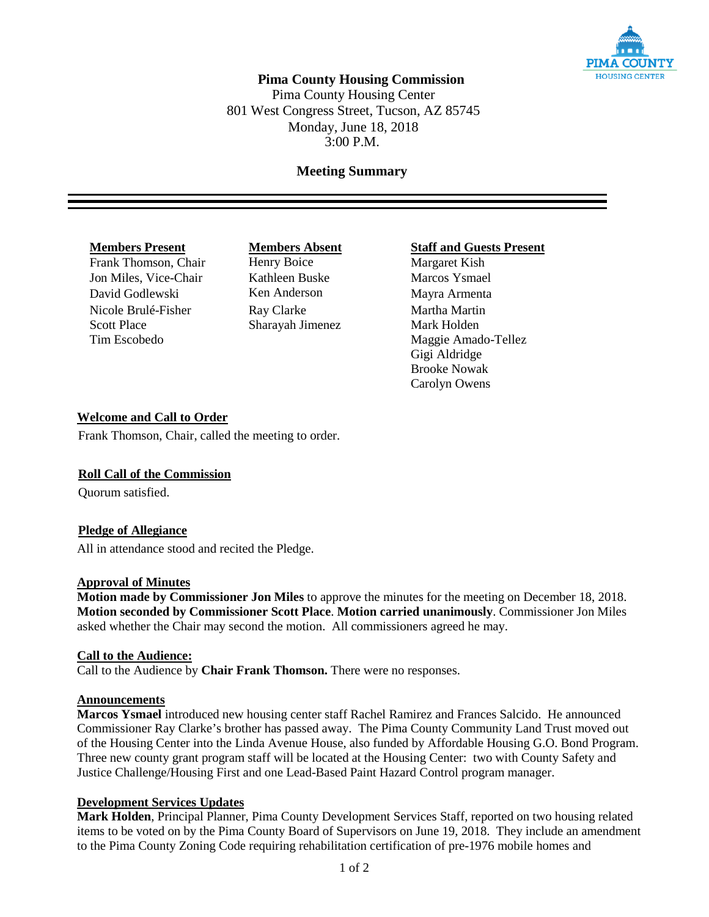# Pima County Housing Commission

Pima County Housing Center
801 West Congress Street, Tucson, AZ 85745
Monday, June 18, 2018
3:00 P.M.

## Meeting Summary

| Members Present | Members Absent | Staff and Guests Present |
|---|---|---|
| Frank Thomson, Chair | Henry Boice | Margaret Kish |
| Jon Miles, Vice-Chair | Kathleen Buske | Marcos Ysmael |
| David Godlewski | Ken Anderson | Mayra Armenta |
| Nicole Brulé-Fisher | Ray Clarke | Martha Martin |
| Scott Place | Sharayah Jimenez | Mark Holden |
| Tim Escobedo | | Maggie Amado-Tellez |
| | | Gigi Aldridge |
| | | Brooke Nowak |
| | | Carolyn Owens |

### Welcome and Call to Order

Frank Thomson, Chair, called the meeting to order.

### Roll Call of the Commission

Quorum satisfied.

### Pledge of Allegiance

All in attendance stood and recited the Pledge.

### Approval of Minutes

**Motion made by Commissioner Jon Miles** to approve the minutes for the meeting on December 18, 2018. **Motion seconded by Commissioner Scott Place**. **Motion carried unanimously**. Commissioner Jon Miles asked whether the Chair may second the motion. All commissioners agreed he may.

### Call to the Audience:

Call to the Audience by **Chair Frank Thomson.** There were no responses.

### Announcements

**Marcos Ysmael** introduced new housing center staff Rachel Ramirez and Frances Salcido. He announced Commissioner Ray Clarke's brother has passed away. The Pima County Community Land Trust moved out of the Housing Center into the Linda Avenue House, also funded by Affordable Housing G.O. Bond Program. Three new county grant program staff will be located at the Housing Center: two with County Safety and Justice Challenge/Housing First and one Lead-Based Paint Hazard Control program manager.

### Development Services Updates

**Mark Holden**, Principal Planner, Pima County Development Services Staff, reported on two housing related items to be voted on by the Pima County Board of Supervisors on June 19, 2018. They include an amendment to the Pima County Zoning Code requiring rehabilitation certification of pre-1976 mobile homes and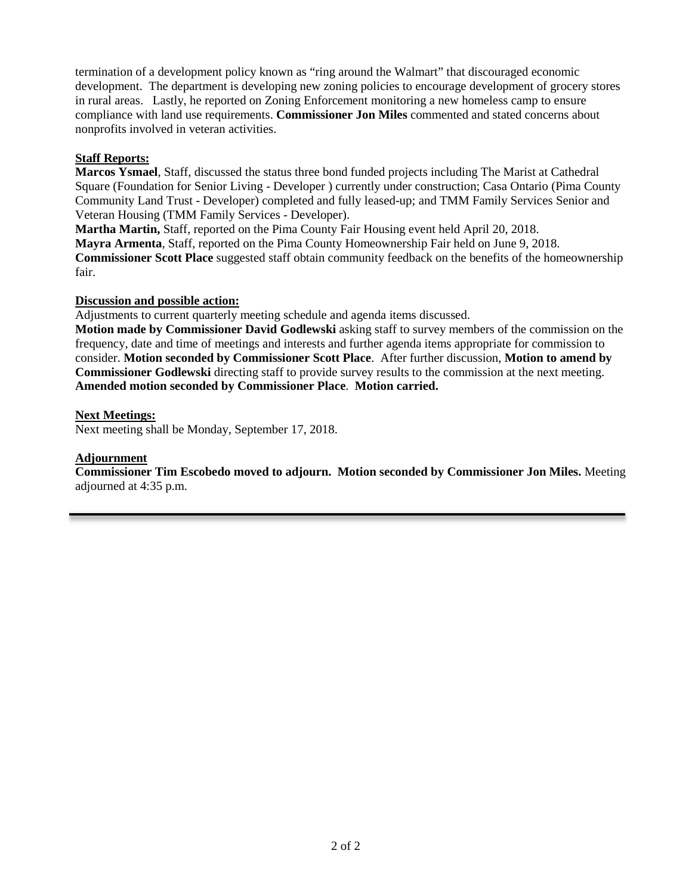termination of a development policy known as "ring around the Walmart" that discouraged economic development. The department is developing new zoning policies to encourage development of grocery stores in rural areas. Lastly, he reported on Zoning Enforcement monitoring a new homeless camp to ensure compliance with land use requirements. **Commissioner Jon Miles** commented and stated concerns about nonprofits involved in veteran activities.

**Staff Reports:**

**Marcos Ysmael**, Staff, discussed the status three bond funded projects including The Marist at Cathedral Square (Foundation for Senior Living - Developer ) currently under construction; Casa Ontario (Pima County Community Land Trust - Developer) completed and fully leased-up; and TMM Family Services Senior and Veteran Housing (TMM Family Services - Developer).

**Martha Martin,** Staff, reported on the Pima County Fair Housing event held April 20, 2018.

**Mayra Armenta**, Staff, reported on the Pima County Homeownership Fair held on June 9, 2018.

**Commissioner Scott Place** suggested staff obtain community feedback on the benefits of the homeownership fair.

**Discussion and possible action:**

Adjustments to current quarterly meeting schedule and agenda items discussed.

**Motion made by Commissioner David Godlewski** asking staff to survey members of the commission on the frequency, date and time of meetings and interests and further agenda items appropriate for commission to consider. **Motion seconded by Commissioner Scott Place**. After further discussion, **Motion to amend by Commissioner Godlewski** directing staff to provide survey results to the commission at the next meeting. **Amended motion seconded by Commissioner Place**. **Motion carried.**

**Next Meetings:**

Next meeting shall be Monday, September 17, 2018.

**Adjournment**

**Commissioner Tim Escobedo moved to adjourn. Motion seconded by Commissioner Jon Miles.** Meeting adjourned at 4:35 p.m.